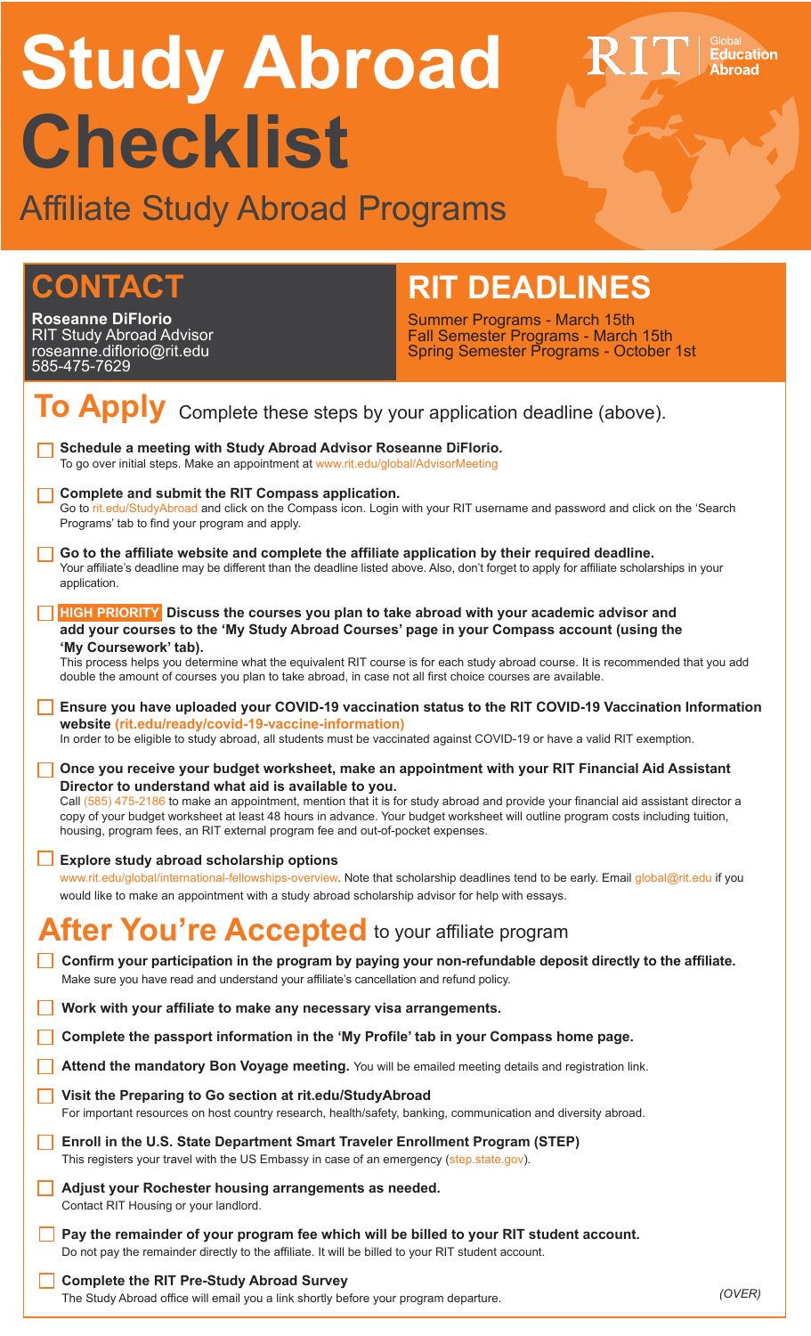# Study Abroad Checklist

RIT | Global Education Abroad

## Affiliate Study Abroad Programs

## CONTACT

**Roseanne DiFlorio**
RIT Study Abroad Advisor
roseanne.diflorio@rit.edu
585-475-7629

## RIT DEADLINES

Summer Programs - March 15th
Fall Semester Programs - March 15th
Spring Semester Programs - October 1st

## To Apply

Complete these steps by your application deadline (above).

- [ ] **Schedule a meeting with Study Abroad Advisor Roseanne DiFlorio.**
  To go over initial steps. Make an appointment at www.rit.edu/global/AdvisorMeeting
- [ ] **Complete and submit the RIT Compass application.**
  Go to rit.edu/StudyAbroad and click on the Compass icon. Login with your RIT username and password and click on the 'Search Programs' tab to find your program and apply.
- [ ] **Go to the affiliate website and complete the affiliate application by their required deadline.**
  Your affiliate's deadline may be different than the deadline listed above. Also, don't forget to apply for affiliate scholarships in your application.
- [ ] **HIGH PRIORITY Discuss the courses you plan to take abroad with your academic advisor and add your courses to the 'My Study Abroad Courses' page in your Compass account (using the 'My Coursework' tab).**
  This process helps you determine what the equivalent RIT course is for each study abroad course. It is recommended that you add double the amount of courses you plan to take abroad, in case not all first choice courses are available.
- [ ] **Ensure you have uploaded your COVID-19 vaccination status to the RIT COVID-19 Vaccination Information website (rit.edu/ready/covid-19-vaccine-information)**
  In order to be eligible to study abroad, all students must be vaccinated against COVID-19 or have a valid RIT exemption.
- [ ] **Once you receive your budget worksheet, make an appointment with your RIT Financial Aid Assistant Director to understand what aid is available to you.**
  Call (585) 475-2186 to make an appointment, mention that it is for study abroad and provide your financial aid assistant director a copy of your budget worksheet at least 48 hours in advance. Your budget worksheet will outline program costs including tuition, housing, program fees, an RIT external program fee and out-of-pocket expenses.
- [ ] **Explore study abroad scholarship options**
  www.rit.edu/global/international-fellowships-overview. Note that scholarship deadlines tend to be early. Email global@rit.edu if you would like to make an appointment with a study abroad scholarship advisor for help with essays.

## After You're Accepted

to your affiliate program

- [ ] **Confirm your participation in the program by paying your non-refundable deposit directly to the affiliate.**
  Make sure you have read and understand your affiliate's cancellation and refund policy.
- [ ] **Work with your affiliate to make any necessary visa arrangements.**
- [ ] **Complete the passport information in the 'My Profile' tab in your Compass home page.**
- [ ] **Attend the mandatory Bon Voyage meeting.** You will be emailed meeting details and registration link.
- [ ] **Visit the Preparing to Go section at rit.edu/StudyAbroad**
  For important resources on host country research, health/safety, banking, communication and diversity abroad.
- [ ] **Enroll in the U.S. State Department Smart Traveler Enrollment Program (STEP)**
  This registers your travel with the US Embassy in case of an emergency (step.state.gov).
- [ ] **Adjust your Rochester housing arrangements as needed.**
  Contact RIT Housing or your landlord.
- [ ] **Pay the remainder of your program fee which will be billed to your RIT student account.**
  Do not pay the remainder directly to the affiliate. It will be billed to your RIT student account.
- [ ] **Complete the RIT Pre-Study Abroad Survey**
  The Study Abroad office will email you a link shortly before your program departure.

*(OVER)*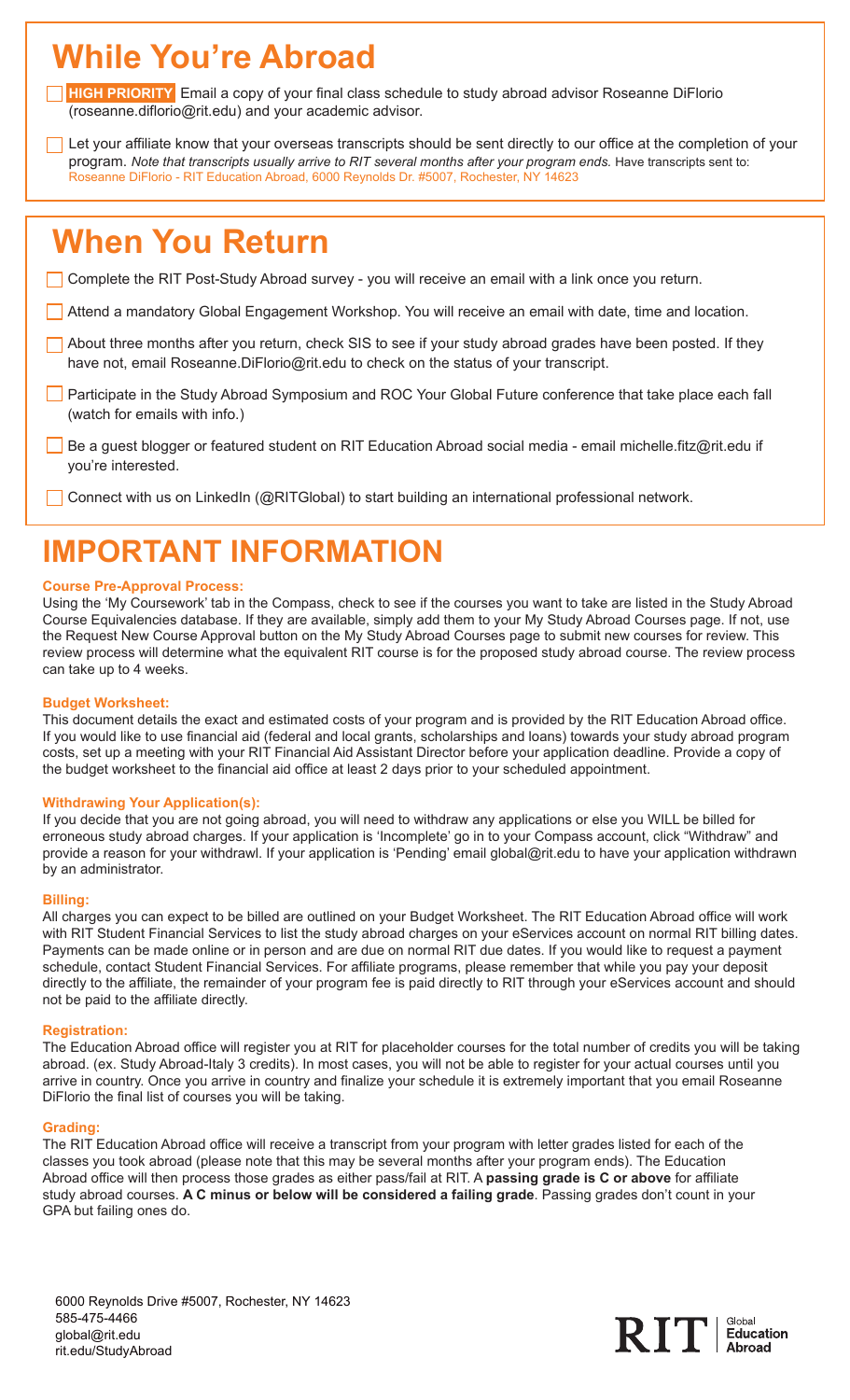## While You're Abroad

- [ ] **HIGH PRIORITY** Email a copy of your final class schedule to study abroad advisor Roseanne DiFlorio (roseanne.diflorio@rit.edu) and your academic advisor.
- [ ] Let your affiliate know that your overseas transcripts should be sent directly to our office at the completion of your program. *Note that transcripts usually arrive to RIT several months after your program ends.* Have transcripts sent to: Roseanne DiFlorio - RIT Education Abroad, 6000 Reynolds Dr. #5007, Rochester, NY 14623

## When You Return

- [ ] Complete the RIT Post-Study Abroad survey - you will receive an email with a link once you return.
- [ ] Attend a mandatory Global Engagement Workshop. You will receive an email with date, time and location.
- [ ] About three months after you return, check SIS to see if your study abroad grades have been posted. If they have not, email Roseanne.DiFlorio@rit.edu to check on the status of your transcript.
- [ ] Participate in the Study Abroad Symposium and ROC Your Global Future conference that take place each fall (watch for emails with info.)
- [ ] Be a guest blogger or featured student on RIT Education Abroad social media - email michelle.fitz@rit.edu if you're interested.
- [ ] Connect with us on LinkedIn (@RITGlobal) to start building an international professional network.

# IMPORTANT INFORMATION

### Course Pre-Approval Process:

Using the 'My Coursework' tab in the Compass, check to see if the courses you want to take are listed in the Study Abroad Course Equivalencies database. If they are available, simply add them to your My Study Abroad Courses page. If not, use the Request New Course Approval button on the My Study Abroad Courses page to submit new courses for review. This review process will determine what the equivalent RIT course is for the proposed study abroad course. The review process can take up to 4 weeks.

### Budget Worksheet:

This document details the exact and estimated costs of your program and is provided by the RIT Education Abroad office. If you would like to use financial aid (federal and local grants, scholarships and loans) towards your study abroad program costs, set up a meeting with your RIT Financial Aid Assistant Director before your application deadline. Provide a copy of the budget worksheet to the financial aid office at least 2 days prior to your scheduled appointment.

### Withdrawing Your Application(s):

If you decide that you are not going abroad, you will need to withdraw any applications or else you WILL be billed for erroneous study abroad charges. If your application is 'Incomplete' go in to your Compass account, click "Withdraw" and provide a reason for your withdrawl. If your application is 'Pending' email global@rit.edu to have your application withdrawn by an administrator.

### Billing:

All charges you can expect to be billed are outlined on your Budget Worksheet. The RIT Education Abroad office will work with RIT Student Financial Services to list the study abroad charges on your eServices account on normal RIT billing dates. Payments can be made online or in person and are due on normal RIT due dates. If you would like to request a payment schedule, contact Student Financial Services. For affiliate programs, please remember that while you pay your deposit directly to the affiliate, the remainder of your program fee is paid directly to RIT through your eServices account and should not be paid to the affiliate directly.

### Registration:

The Education Abroad office will register you at RIT for placeholder courses for the total number of credits you will be taking abroad. (ex. Study Abroad-Italy 3 credits). In most cases, you will not be able to register for your actual courses until you arrive in country. Once you arrive in country and finalize your schedule it is extremely important that you email Roseanne DiFlorio the final list of courses you will be taking.

### Grading:

The RIT Education Abroad office will receive a transcript from your program with letter grades listed for each of the classes you took abroad (please note that this may be several months after your program ends). The Education Abroad office will then process those grades as either pass/fail at RIT. A **passing grade is C or above** for affiliate study abroad courses. **A C minus or below will be considered a failing grade**. Passing grades don't count in your GPA but failing ones do.

6000 Reynolds Drive #5007, Rochester, NY 14623
585-475-4466
global@rit.edu
rit.edu/StudyAbroad

RIT | Global Education Abroad